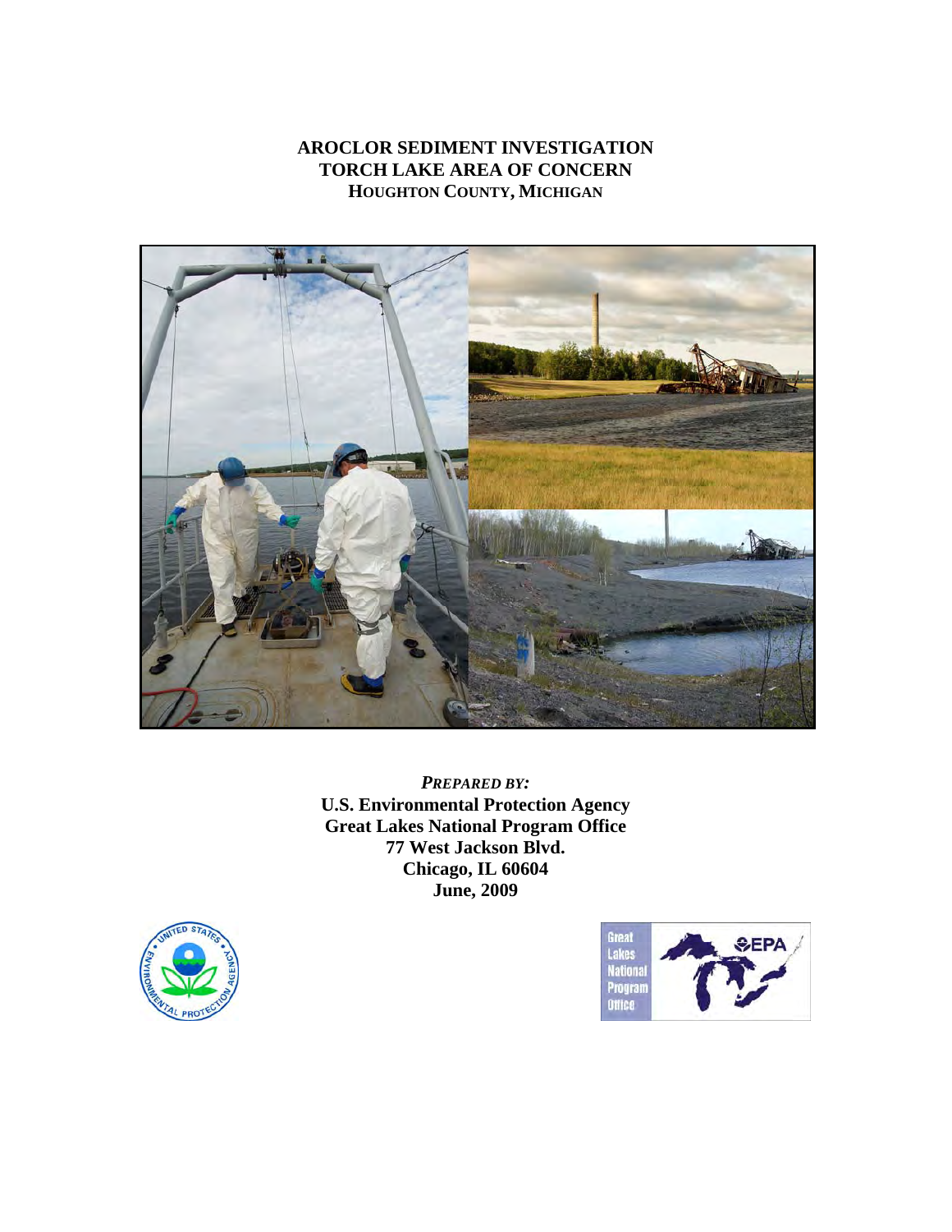# AROCLOR SEDIMENT INVESTIGATION
# TORCH LAKE AREA OF CONCERN
## HOUGHTON COUNTY, MICHIGAN

***PREPARED BY:***

**U.S. Environmental Protection Agency**
**Great Lakes National Program Office**
**77 West Jackson Blvd.**
**Chicago, IL 60604**
**June, 2009**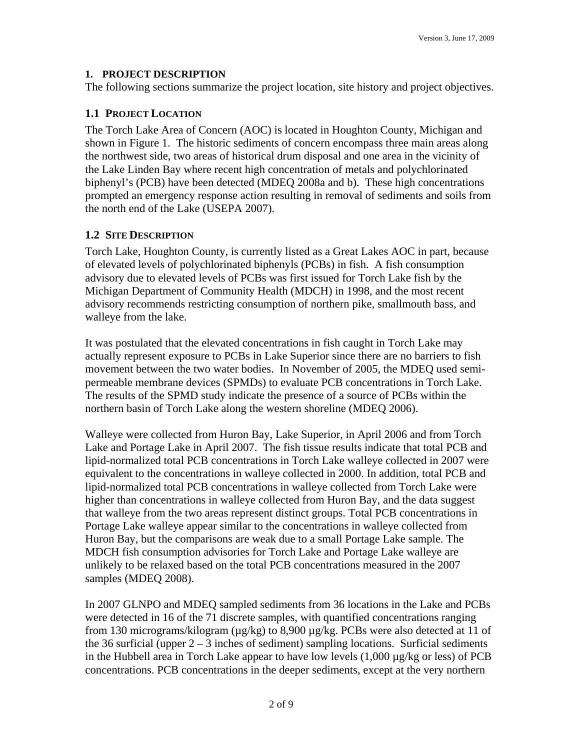## 1. PROJECT DESCRIPTION

The following sections summarize the project location, site history and project objectives.

### 1.1 PROJECT LOCATION

The Torch Lake Area of Concern (AOC) is located in Houghton County, Michigan and shown in Figure 1. The historic sediments of concern encompass three main areas along the northwest side, two areas of historical drum disposal and one area in the vicinity of the Lake Linden Bay where recent high concentration of metals and polychlorinated biphenyl's (PCB) have been detected (MDEQ 2008a and b). These high concentrations prompted an emergency response action resulting in removal of sediments and soils from the north end of the Lake (USEPA 2007).

### 1.2 SITE DESCRIPTION

Torch Lake, Houghton County, is currently listed as a Great Lakes AOC in part, because of elevated levels of polychlorinated biphenyls (PCBs) in fish. A fish consumption advisory due to elevated levels of PCBs was first issued for Torch Lake fish by the Michigan Department of Community Health (MDCH) in 1998, and the most recent advisory recommends restricting consumption of northern pike, smallmouth bass, and walleye from the lake.

It was postulated that the elevated concentrations in fish caught in Torch Lake may actually represent exposure to PCBs in Lake Superior since there are no barriers to fish movement between the two water bodies. In November of 2005, the MDEQ used semi-permeable membrane devices (SPMDs) to evaluate PCB concentrations in Torch Lake. The results of the SPMD study indicate the presence of a source of PCBs within the northern basin of Torch Lake along the western shoreline (MDEQ 2006).

Walleye were collected from Huron Bay, Lake Superior, in April 2006 and from Torch Lake and Portage Lake in April 2007. The fish tissue results indicate that total PCB and lipid-normalized total PCB concentrations in Torch Lake walleye collected in 2007 were equivalent to the concentrations in walleye collected in 2000. In addition, total PCB and lipid-normalized total PCB concentrations in walleye collected from Torch Lake were higher than concentrations in walleye collected from Huron Bay, and the data suggest that walleye from the two areas represent distinct groups. Total PCB concentrations in Portage Lake walleye appear similar to the concentrations in walleye collected from Huron Bay, but the comparisons are weak due to a small Portage Lake sample. The MDCH fish consumption advisories for Torch Lake and Portage Lake walleye are unlikely to be relaxed based on the total PCB concentrations measured in the 2007 samples (MDEQ 2008).

In 2007 GLNPO and MDEQ sampled sediments from 36 locations in the Lake and PCBs were detected in 16 of the 71 discrete samples, with quantified concentrations ranging from 130 micrograms/kilogram (µg/kg) to 8,900 µg/kg. PCBs were also detected at 11 of the 36 surficial (upper 2 – 3 inches of sediment) sampling locations. Surficial sediments in the Hubbell area in Torch Lake appear to have low levels (1,000 µg/kg or less) of PCB concentrations. PCB concentrations in the deeper sediments, except at the very northern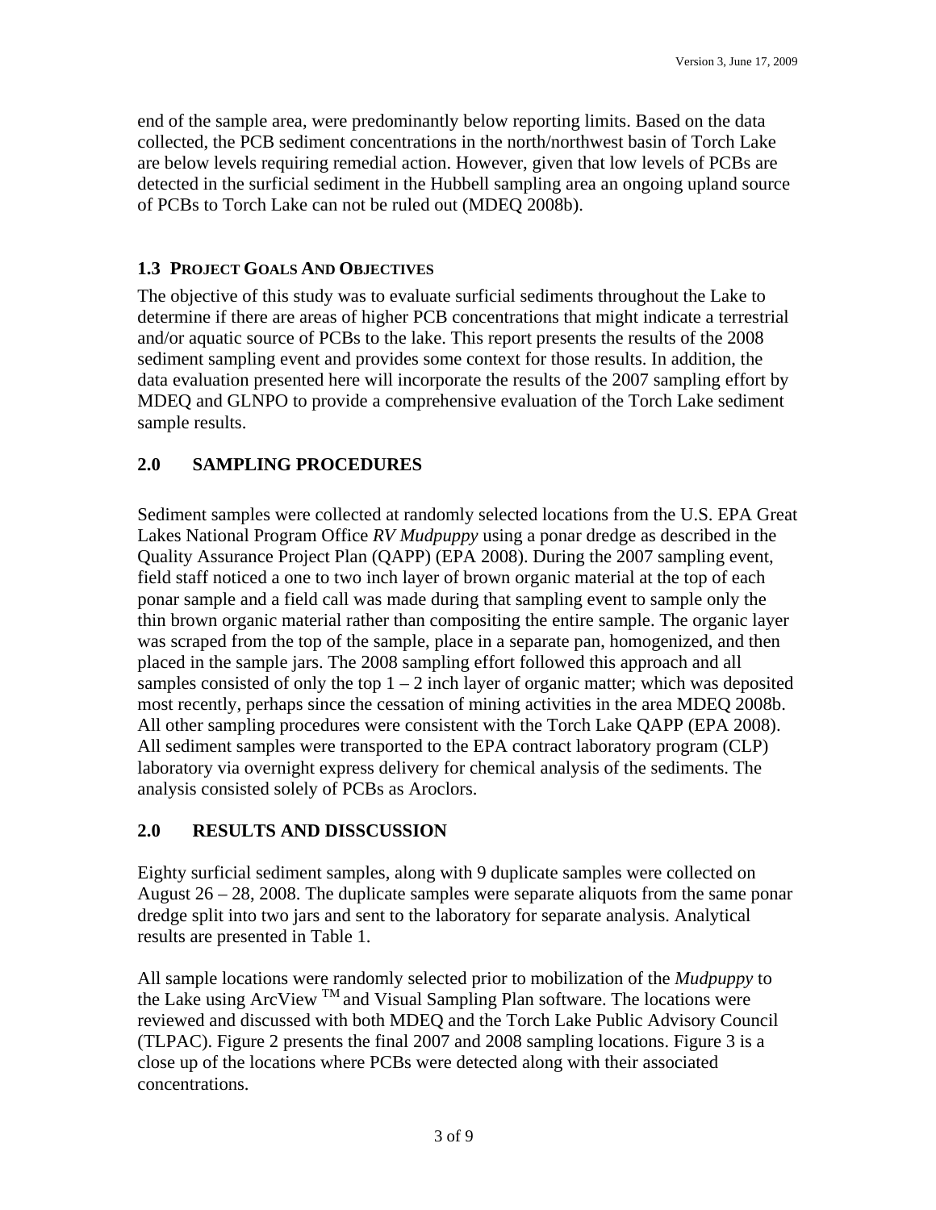end of the sample area, were predominantly below reporting limits. Based on the data collected, the PCB sediment concentrations in the north/northwest basin of Torch Lake are below levels requiring remedial action. However, given that low levels of PCBs are detected in the surficial sediment in the Hubbell sampling area an ongoing upland source of PCBs to Torch Lake can not be ruled out (MDEQ 2008b).

### 1.3 PROJECT GOALS AND OBJECTIVES

The objective of this study was to evaluate surficial sediments throughout the Lake to determine if there are areas of higher PCB concentrations that might indicate a terrestrial and/or aquatic source of PCBs to the lake. This report presents the results of the 2008 sediment sampling event and provides some context for those results. In addition, the data evaluation presented here will incorporate the results of the 2007 sampling effort by MDEQ and GLNPO to provide a comprehensive evaluation of the Torch Lake sediment sample results.

## 2.0 SAMPLING PROCEDURES

Sediment samples were collected at randomly selected locations from the U.S. EPA Great Lakes National Program Office *RV Mudpuppy* using a ponar dredge as described in the Quality Assurance Project Plan (QAPP) (EPA 2008). During the 2007 sampling event, field staff noticed a one to two inch layer of brown organic material at the top of each ponar sample and a field call was made during that sampling event to sample only the thin brown organic material rather than compositing the entire sample. The organic layer was scraped from the top of the sample, place in a separate pan, homogenized, and then placed in the sample jars. The 2008 sampling effort followed this approach and all samples consisted of only the top 1 – 2 inch layer of organic matter; which was deposited most recently, perhaps since the cessation of mining activities in the area MDEQ 2008b. All other sampling procedures were consistent with the Torch Lake QAPP (EPA 2008). All sediment samples were transported to the EPA contract laboratory program (CLP) laboratory via overnight express delivery for chemical analysis of the sediments. The analysis consisted solely of PCBs as Aroclors.

## 2.0 RESULTS AND DISSCUSSION

Eighty surficial sediment samples, along with 9 duplicate samples were collected on August 26 – 28, 2008. The duplicate samples were separate aliquots from the same ponar dredge split into two jars and sent to the laboratory for separate analysis. Analytical results are presented in Table 1.

All sample locations were randomly selected prior to mobilization of the *Mudpuppy* to the Lake using ArcView ™ and Visual Sampling Plan software. The locations were reviewed and discussed with both MDEQ and the Torch Lake Public Advisory Council (TLPAC). Figure 2 presents the final 2007 and 2008 sampling locations. Figure 3 is a close up of the locations where PCBs were detected along with their associated concentrations.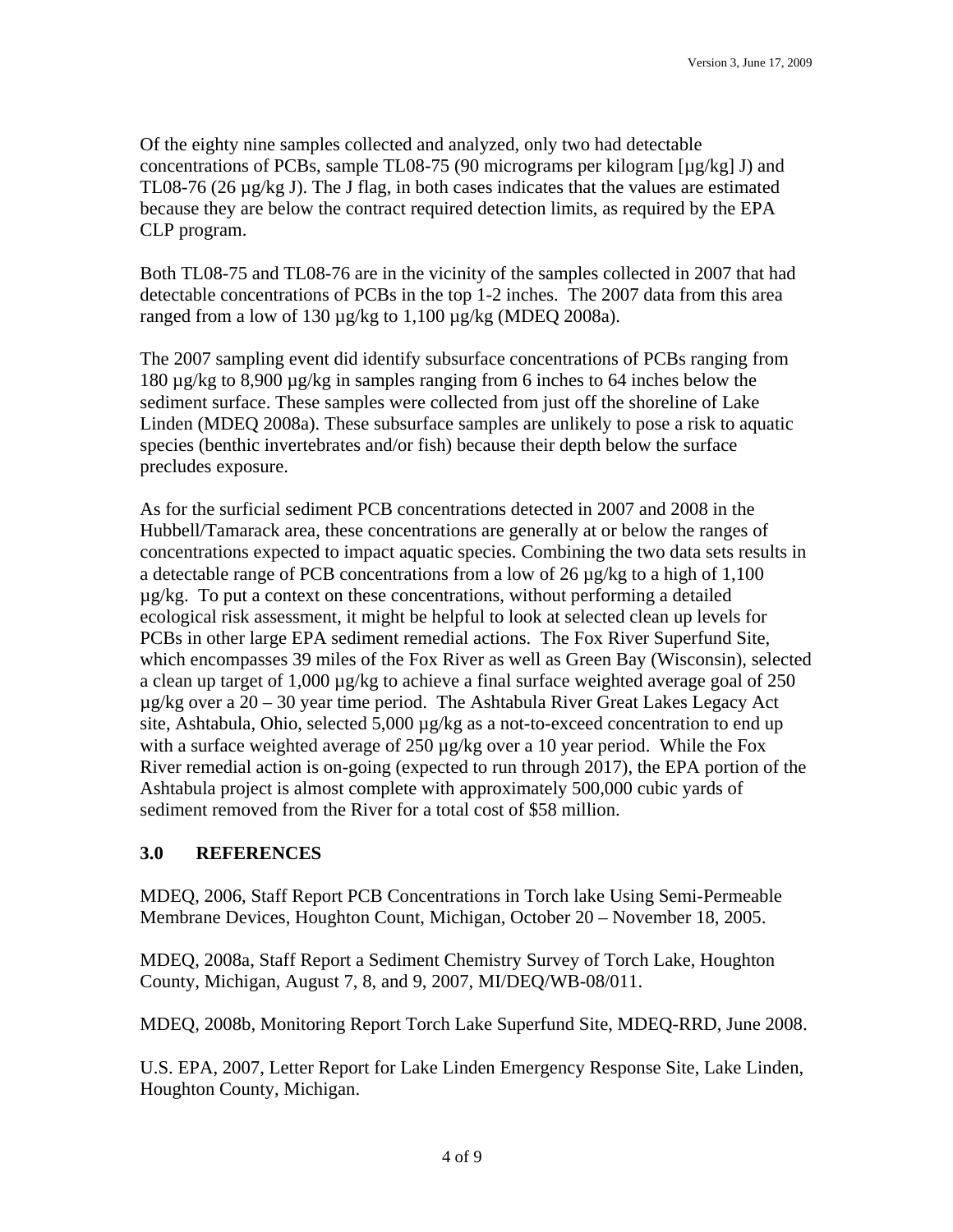Of the eighty nine samples collected and analyzed, only two had detectable concentrations of PCBs, sample TL08-75 (90 micrograms per kilogram [µg/kg] J) and TL08-76 (26 µg/kg J). The J flag, in both cases indicates that the values are estimated because they are below the contract required detection limits, as required by the EPA CLP program.

Both TL08-75 and TL08-76 are in the vicinity of the samples collected in 2007 that had detectable concentrations of PCBs in the top 1-2 inches. The 2007 data from this area ranged from a low of 130 µg/kg to 1,100 µg/kg (MDEQ 2008a).

The 2007 sampling event did identify subsurface concentrations of PCBs ranging from 180 µg/kg to 8,900 µg/kg in samples ranging from 6 inches to 64 inches below the sediment surface. These samples were collected from just off the shoreline of Lake Linden (MDEQ 2008a). These subsurface samples are unlikely to pose a risk to aquatic species (benthic invertebrates and/or fish) because their depth below the surface precludes exposure.

As for the surficial sediment PCB concentrations detected in 2007 and 2008 in the Hubbell/Tamarack area, these concentrations are generally at or below the ranges of concentrations expected to impact aquatic species. Combining the two data sets results in a detectable range of PCB concentrations from a low of 26 µg/kg to a high of 1,100 µg/kg. To put a context on these concentrations, without performing a detailed ecological risk assessment, it might be helpful to look at selected clean up levels for PCBs in other large EPA sediment remedial actions. The Fox River Superfund Site, which encompasses 39 miles of the Fox River as well as Green Bay (Wisconsin), selected a clean up target of 1,000 µg/kg to achieve a final surface weighted average goal of 250 µg/kg over a 20 – 30 year time period. The Ashtabula River Great Lakes Legacy Act site, Ashtabula, Ohio, selected 5,000 µg/kg as a not-to-exceed concentration to end up with a surface weighted average of 250 µg/kg over a 10 year period. While the Fox River remedial action is on-going (expected to run through 2017), the EPA portion of the Ashtabula project is almost complete with approximately 500,000 cubic yards of sediment removed from the River for a total cost of $58 million.

## 3.0 REFERENCES

MDEQ, 2006, Staff Report PCB Concentrations in Torch lake Using Semi-Permeable Membrane Devices, Houghton Count, Michigan, October 20 – November 18, 2005.

MDEQ, 2008a, Staff Report a Sediment Chemistry Survey of Torch Lake, Houghton County, Michigan, August 7, 8, and 9, 2007, MI/DEQ/WB-08/011.

MDEQ, 2008b, Monitoring Report Torch Lake Superfund Site, MDEQ-RRD, June 2008.

U.S. EPA, 2007, Letter Report for Lake Linden Emergency Response Site, Lake Linden, Houghton County, Michigan.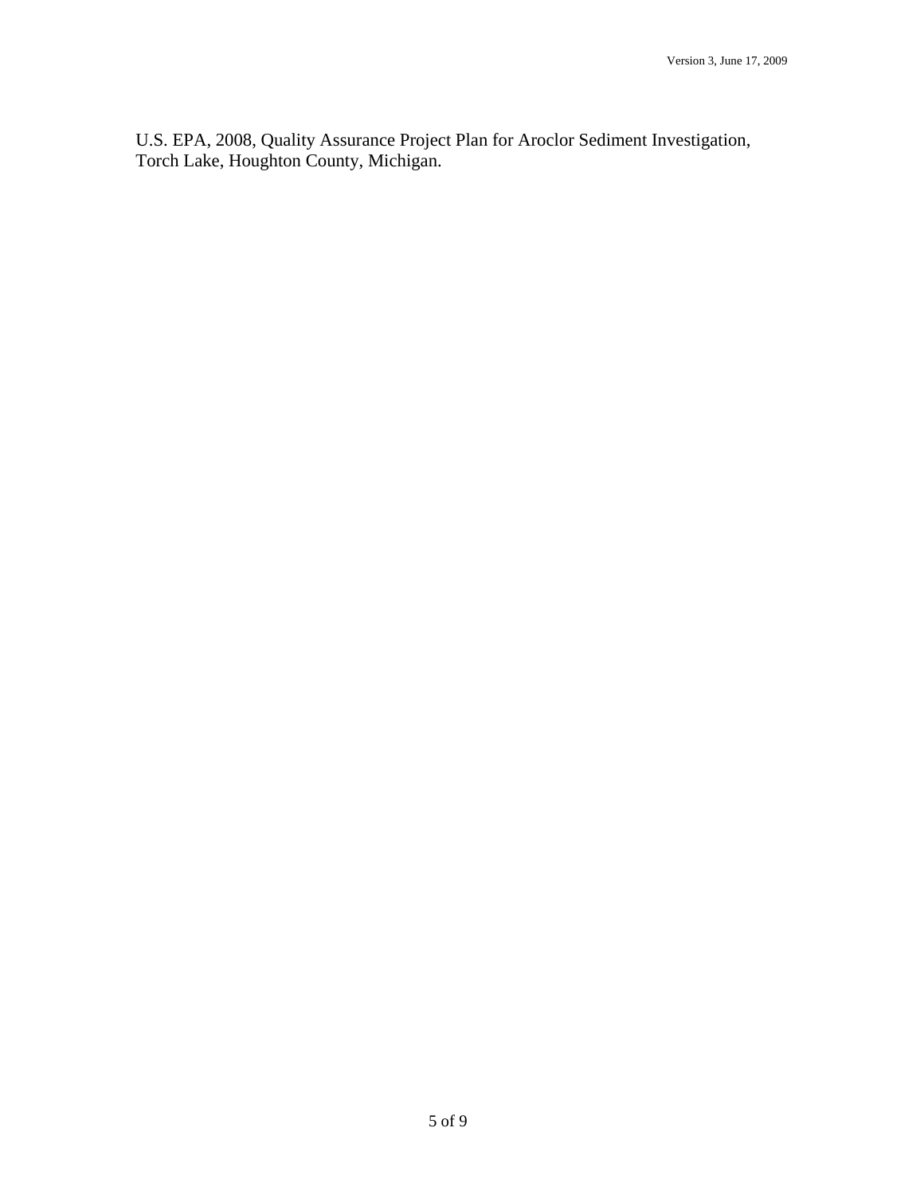U.S. EPA, 2008, Quality Assurance Project Plan for Aroclor Sediment Investigation, Torch Lake, Houghton County, Michigan.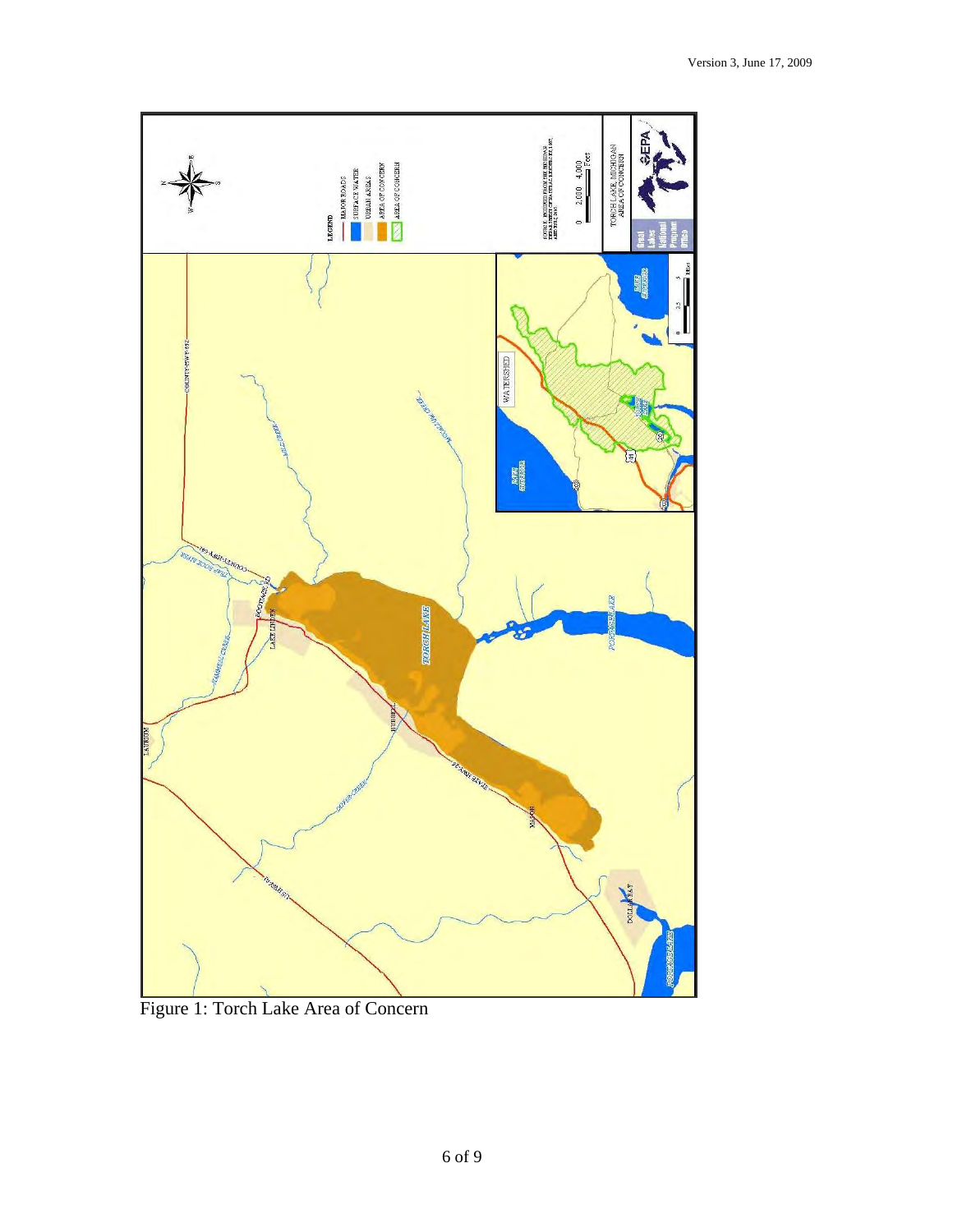Figure 1: Torch Lake Area of Concern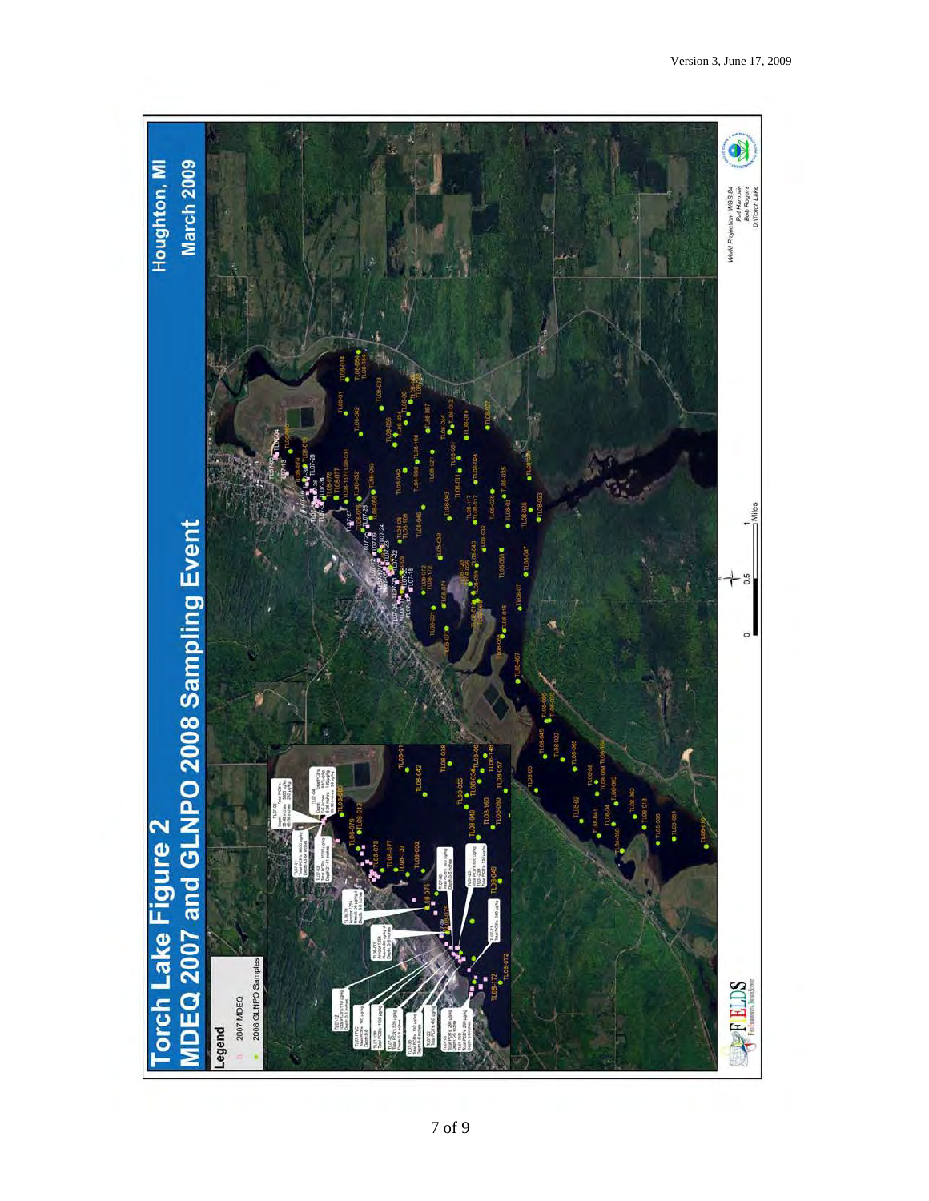# Torch Lake Figure 2

## MDEQ 2007 and GLNPO 2008 Sampling Event

Houghton, MI

March 2009

**Legend**

- 2007 MDEQ
- 2008 GLNPO Samples

0 0.5 1 Miles

World Projection: WGS 84
Pat Hamlin
Bob Rogers
D:\Torch Lake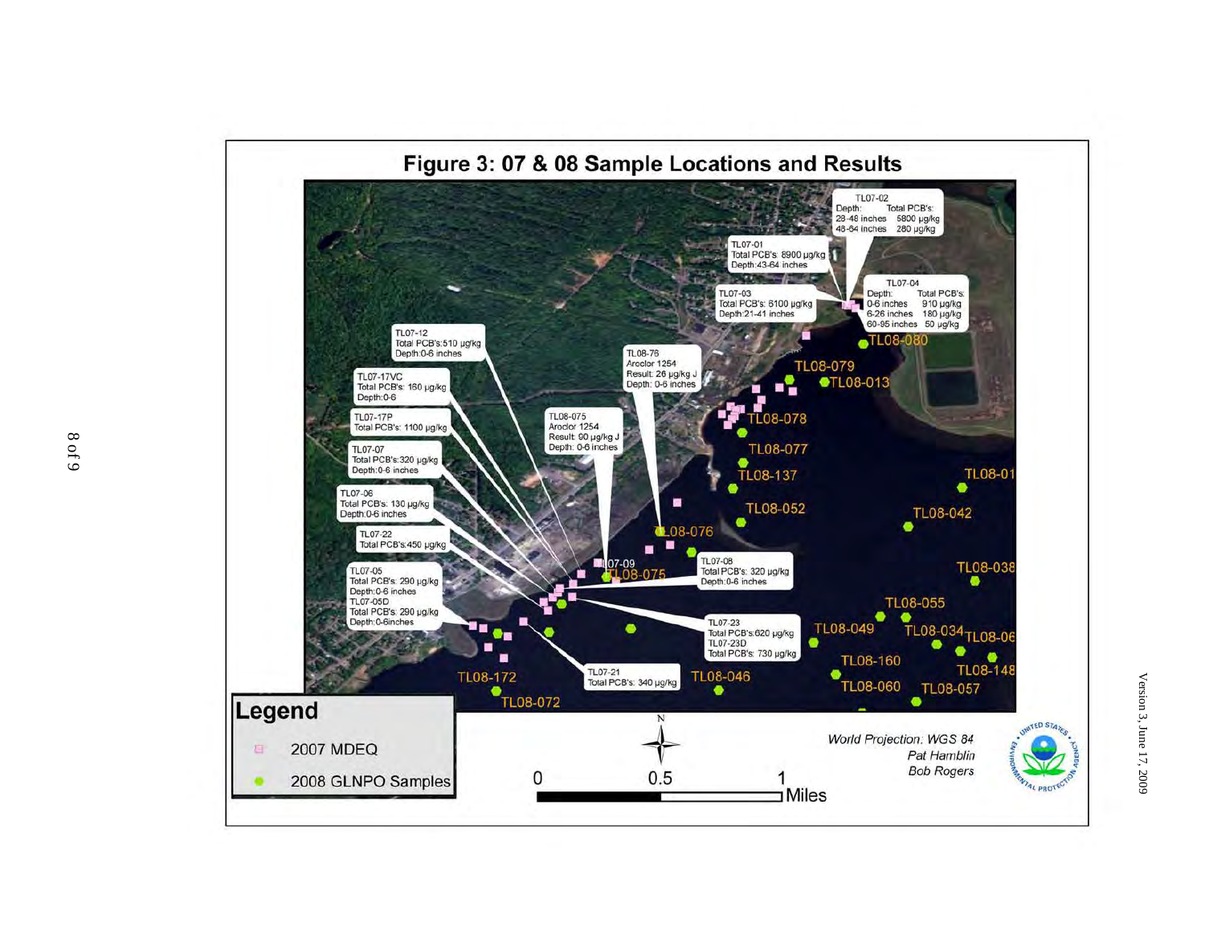# Figure 3: 07 & 08 Sample Locations and Results

TL07-02
Depth: Total PCB's:
28-48 inches 5800 µg/kg
48-64 inches 280 µg/kg

TL07-01
Total PCB's: 8900 µg/kg
Depth:43-64 inches

TL07-03
Total PCB's: 6100 µg/kg
Depth:21-41 inches

TL07-04
Depth: Total PCB's:
0-6 inches 910 µg/kg
6-26 inches 180 µg/kg
60-95 inches 50 µg/kg

TL07-12
Total PCB's:510 µg/kg
Depth:0-6 inches

TL08-76
Aroclor 1254
Result: 26 µg/kg J
Depth: 0-6 inches

TL07-17VC
Total PCB's: 160 µg/kg
Depth:0-6

TL07-17P
Total PCB's: 1100 µg/kg

TL08-075
Aroclor 1254
Result: 90 µg/kg J
Depth: 0-6 inches

TL07-07
Total PCB's:320 µg/kg
Depth:0-6 inches

TL07-06
Total PCB's: 130 µg/kg
Depth:0-6 inches

TL07-22
Total PCB's:450 µg/kg

TL07-05
Total PCB's: 290 µg/kg
Depth:0-6 inches
TL07-05D
Total PCB's: 290 µg/kg
Depth:0-6inches

TL07-08
Total PCB's: 320 µg/kg
Depth:0-6 inches

TL07-23
Total PCB's:620 µg/kg
TL07-23D
Total PCB's: 730 µg/kg

TL07-21
Total PCB's: 340 µg/kg

TL07-09, TL08-075, TL08-076, TL08-080, TL08-079, TL08-013, TL08-078, TL08-077, TL08-137, TL08-01, TL08-052, TL08-042, TL08-038, TL08-055, TL08-049, TL08-034, TL08-06, TL08-160, TL08-148, TL08-046, TL08-060, TL08-057, TL08-172, TL08-072

**Legend**
- 2007 MDEQ
- 2008 GLNPO Samples

0 0.5 1 Miles

*World Projection: WGS 84*
*Pat Hamblin*
*Bob Rogers*

Version 3, June 17, 2009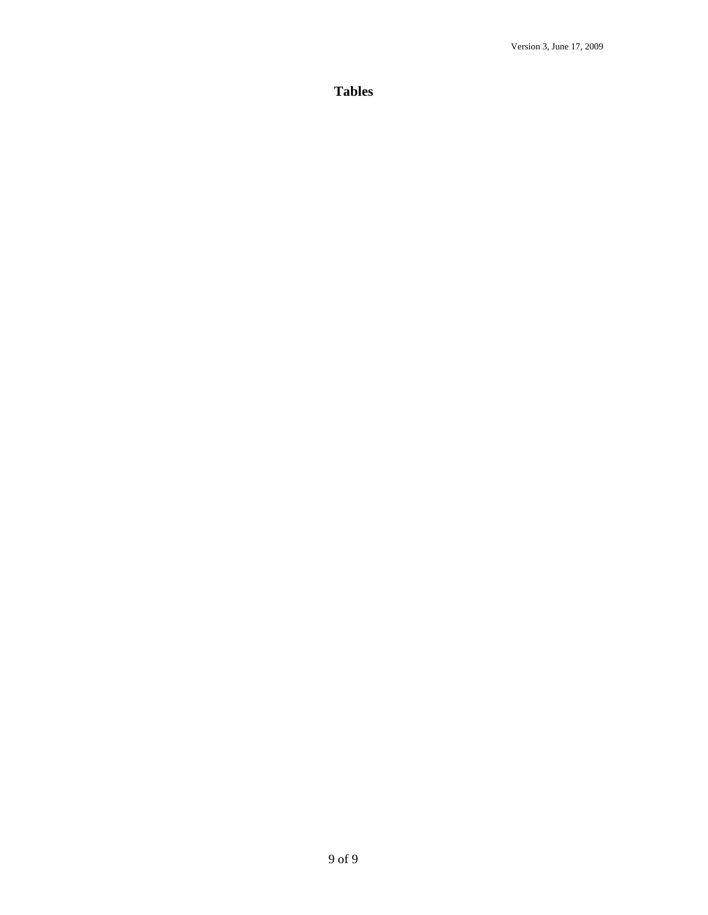# Tables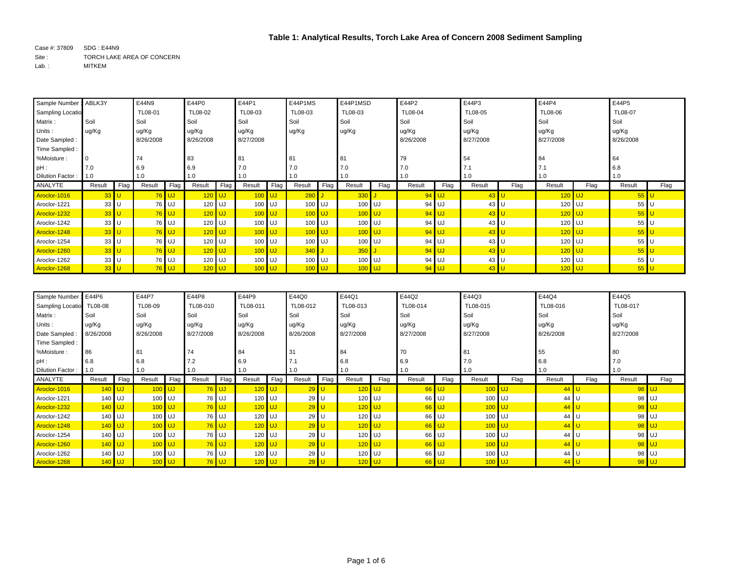# Table 1: Analytical Results, Torch Lake Area of Concern 2008 Sediment Sampling

Case #: 37809 SDG : E44N9
Site : TORCH LAKE AREA OF CONCERN
Lab. : MITKEM

| Sample Number : | ABLK3Y | | E44N9 | | E44P0 | | E44P1 | | E44P1MS | | E44P1MSD | | E44P2 | | E44P3 | | E44P4 | | E44P5 | |
|---|---|---|---|---|---|---|---|---|---|---|---|---|---|---|---|---|---|---|---|---|
| Sampling Location : | | | TL08-01 | | TL08-02 | | TL08-03 | | TL08-03 | | TL08-03 | | TL08-04 | | TL08-05 | | TL08-06 | | TL08-07 | |
| Matrix : | Soil | | Soil | | Soil | | Soil | | Soil | | Soil | | Soil | | Soil | | Soil | | Soil | |
| Units : | ug/Kg | | ug/Kg | | ug/Kg | | ug/Kg | | ug/Kg | | ug/Kg | | ug/Kg | | ug/Kg | | ug/Kg | | ug/Kg | |
| Date Sampled : | | | 8/26/2008 | | 8/26/2008 | | 8/27/2008 | | | | | | 8/26/2008 | | 8/27/2008 | | 8/27/2008 | | 8/26/2008 | |
| Time Sampled : | | | | | | | | | | | | | | | | | | | | |
| %Moisture : | 0 | | 74 | | 83 | | 81 | | 81 | | 81 | | 79 | | 54 | | 84 | | 64 | |
| pH : | 7.0 | | 6.9 | | 6.9 | | 7.0 | | 7.0 | | 7.0 | | 7.0 | | 7.1 | | 7.1 | | 6.8 | |
| Dilution Factor : | 1.0 | | 1.0 | | 1.0 | | 1.0 | | 1.0 | | 1.0 | | 1.0 | | 1.0 | | 1.0 | | 1.0 | |
| ANALYTE | Result | Flag | Result | Flag | Result | Flag | Result | Flag | Result | Flag | Result | Flag | Result | Flag | Result | Flag | Result | Flag | Result | Flag |
| Aroclor-1016 | 33 | U | 76 | UJ | 120 | UJ | 100 | UJ | 280 | J | 330 | J | 94 | UJ | 43 | U | 120 | UJ | 55 | U |
| Aroclor-1221 | 33 | U | 76 | UJ | 120 | UJ | 100 | UJ | 100 | UJ | 100 | UJ | 94 | UJ | 43 | U | 120 | UJ | 55 | U |
| Aroclor-1232 | 33 | U | 76 | UJ | 120 | UJ | 100 | UJ | 100 | UJ | 100 | UJ | 94 | UJ | 43 | U | 120 | UJ | 55 | U |
| Aroclor-1242 | 33 | U | 76 | UJ | 120 | UJ | 100 | UJ | 100 | UJ | 100 | UJ | 94 | UJ | 43 | U | 120 | UJ | 55 | U |
| Aroclor-1248 | 33 | U | 76 | UJ | 120 | UJ | 100 | UJ | 100 | UJ | 100 | UJ | 94 | UJ | 43 | U | 120 | UJ | 55 | U |
| Aroclor-1254 | 33 | U | 76 | UJ | 120 | UJ | 100 | UJ | 100 | UJ | 100 | UJ | 94 | UJ | 43 | U | 120 | UJ | 55 | U |
| Aroclor-1260 | 33 | U | 76 | UJ | 120 | UJ | 100 | UJ | 340 | J | 350 | J | 94 | UJ | 43 | U | 120 | UJ | 55 | U |
| Aroclor-1262 | 33 | U | 76 | UJ | 120 | UJ | 100 | UJ | 100 | UJ | 100 | UJ | 94 | UJ | 43 | U | 120 | UJ | 55 | U |
| Aroclor-1268 | 33 | U | 76 | UJ | 120 | UJ | 100 | UJ | 100 | UJ | 100 | UJ | 94 | UJ | 43 | U | 120 | UJ | 55 | U |

| Sample Number : | E44P6 | | E44P7 | | E44P8 | | E44P9 | | E44Q0 | | E44Q1 | | E44Q2 | | E44Q3 | | E44Q4 | | E44Q5 | |
|---|---|---|---|---|---|---|---|---|---|---|---|---|---|---|---|---|---|---|---|---|
| Sampling Location : | TL08-08 | | TL08-09 | | TL08-010 | | TL08-011 | | TL08-012 | | TL08-013 | | TL08-014 | | TL08-015 | | TL08-016 | | TL08-017 | |
| Matrix : | Soil | | Soil | | Soil | | Soil | | Soil | | Soil | | Soil | | Soil | | Soil | | Soil | |
| Units : | ug/Kg | | ug/Kg | | ug/Kg | | ug/Kg | | ug/Kg | | ug/Kg | | ug/Kg | | ug/Kg | | ug/Kg | | ug/Kg | |
| Date Sampled : | 8/26/2008 | | 8/26/2008 | | 8/27/2008 | | 8/26/2008 | | 8/26/2008 | | 8/27/2008 | | 8/27/2008 | | 8/27/2008 | | 8/26/2008 | | 8/27/2008 | |
| Time Sampled : | | | | | | | | | | | | | | | | | | | | |
| %Moisture : | 86 | | 81 | | 74 | | 84 | | 31 | | 84 | | 70 | | 81 | | 55 | | 80 | |
| pH : | 6.8 | | 6.8 | | 7.2 | | 6.9 | | 7.1 | | 6.8 | | 6.9 | | 7.0 | | 6.8 | | 7.0 | |
| Dilution Factor : | 1.0 | | 1.0 | | 1.0 | | 1.0 | | 1.0 | | 1.0 | | 1.0 | | 1.0 | | 1.0 | | 1.0 | |
| ANALYTE | Result | Flag | Result | Flag | Result | Flag | Result | Flag | Result | Flag | Result | Flag | Result | Flag | Result | Flag | Result | Flag | Result | Flag |
| Aroclor-1016 | 140 | UJ | 100 | UJ | 76 | UJ | 120 | UJ | 29 | U | 120 | UJ | 66 | UJ | 100 | UJ | 44 | U | 98 | UJ |
| Aroclor-1221 | 140 | UJ | 100 | UJ | 76 | UJ | 120 | UJ | 29 | U | 120 | UJ | 66 | UJ | 100 | UJ | 44 | U | 98 | UJ |
| Aroclor-1232 | 140 | UJ | 100 | UJ | 76 | UJ | 120 | UJ | 29 | U | 120 | UJ | 66 | UJ | 100 | UJ | 44 | U | 98 | UJ |
| Aroclor-1242 | 140 | UJ | 100 | UJ | 76 | UJ | 120 | UJ | 29 | U | 120 | UJ | 66 | UJ | 100 | UJ | 44 | U | 98 | UJ |
| Aroclor-1248 | 140 | UJ | 100 | UJ | 76 | UJ | 120 | UJ | 29 | U | 120 | UJ | 66 | UJ | 100 | UJ | 44 | U | 98 | UJ |
| Aroclor-1254 | 140 | UJ | 100 | UJ | 76 | UJ | 120 | UJ | 29 | U | 120 | UJ | 66 | UJ | 100 | UJ | 44 | U | 98 | UJ |
| Aroclor-1260 | 140 | UJ | 100 | UJ | 76 | UJ | 120 | UJ | 29 | U | 120 | UJ | 66 | UJ | 100 | UJ | 44 | U | 98 | UJ |
| Aroclor-1262 | 140 | UJ | 100 | UJ | 76 | UJ | 120 | UJ | 29 | U | 120 | UJ | 66 | UJ | 100 | UJ | 44 | U | 98 | UJ |
| Aroclor-1268 | 140 | UJ | 100 | UJ | 76 | UJ | 120 | UJ | 29 | U | 120 | UJ | 66 | UJ | 100 | UJ | 44 | U | 98 | UJ |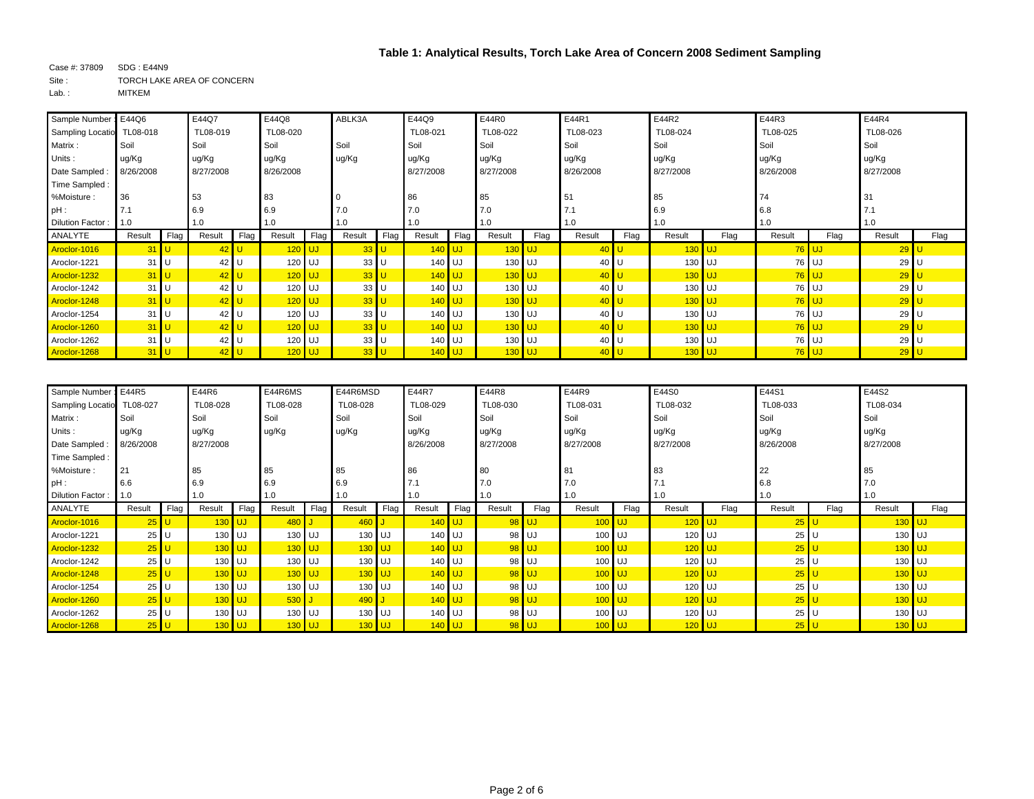## Table 1: Analytical Results, Torch Lake Area of Concern 2008 Sediment Sampling

Case #: 37809 SDG : E44N9
Site : TORCH LAKE AREA OF CONCERN
Lab. : MITKEM

| Sample Number : | E44Q6 | | E44Q7 | | E44Q8 | | ABLK3A | | E44Q9 | | E44R0 | | E44R1 | | E44R2 | | E44R3 | | E44R4 | |
|---|---|---|---|---|---|---|---|---|---|---|---|---|---|---|---|---|---|---|---|---|
| Sampling Location : | TL08-018 | | TL08-019 | | TL08-020 | | | | TL08-021 | | TL08-022 | | TL08-023 | | TL08-024 | | TL08-025 | | TL08-026 | |
| Matrix : | Soil | | Soil | | Soil | | Soil | | Soil | | Soil | | Soil | | Soil | | Soil | | Soil | |
| Units : | ug/Kg | | ug/Kg | | ug/Kg | | ug/Kg | | ug/Kg | | ug/Kg | | ug/Kg | | ug/Kg | | ug/Kg | | ug/Kg | |
| Date Sampled : | 8/26/2008 | | 8/27/2008 | | 8/26/2008 | | | | 8/27/2008 | | 8/27/2008 | | 8/26/2008 | | 8/27/2008 | | 8/26/2008 | | 8/27/2008 | |
| Time Sampled : | | | | | | | | | | | | | | | | | | | | |
| %Moisture : | 36 | | 53 | | 83 | | 0 | | 86 | | 85 | | 51 | | 85 | | 74 | | 31 | |
| pH : | 7.1 | | 6.9 | | 6.9 | | 7.0 | | 7.0 | | 7.0 | | 7.1 | | 6.9 | | 6.8 | | 7.1 | |
| Dilution Factor : | 1.0 | | 1.0 | | 1.0 | | 1.0 | | 1.0 | | 1.0 | | 1.0 | | 1.0 | | 1.0 | | 1.0 | |
| ANALYTE | Result | Flag | Result | Flag | Result | Flag | Result | Flag | Result | Flag | Result | Flag | Result | Flag | Result | Flag | Result | Flag | Result | Flag |
| Aroclor-1016 | 31 | U | 42 | U | 120 | UJ | 33 | U | 140 | UJ | 130 | UJ | 40 | U | 130 | UJ | 76 | UJ | 29 | U |
| Aroclor-1221 | 31 | U | 42 | U | 120 | UJ | 33 | U | 140 | UJ | 130 | UJ | 40 | U | 130 | UJ | 76 | UJ | 29 | U |
| Aroclor-1232 | 31 | U | 42 | U | 120 | UJ | 33 | U | 140 | UJ | 130 | UJ | 40 | U | 130 | UJ | 76 | UJ | 29 | U |
| Aroclor-1242 | 31 | U | 42 | U | 120 | UJ | 33 | U | 140 | UJ | 130 | UJ | 40 | U | 130 | UJ | 76 | UJ | 29 | U |
| Aroclor-1248 | 31 | U | 42 | U | 120 | UJ | 33 | U | 140 | UJ | 130 | UJ | 40 | U | 130 | UJ | 76 | UJ | 29 | U |
| Aroclor-1254 | 31 | U | 42 | U | 120 | UJ | 33 | U | 140 | UJ | 130 | UJ | 40 | U | 130 | UJ | 76 | UJ | 29 | U |
| Aroclor-1260 | 31 | U | 42 | U | 120 | UJ | 33 | U | 140 | UJ | 130 | UJ | 40 | U | 130 | UJ | 76 | UJ | 29 | U |
| Aroclor-1262 | 31 | U | 42 | U | 120 | UJ | 33 | U | 140 | UJ | 130 | UJ | 40 | U | 130 | UJ | 76 | UJ | 29 | U |
| Aroclor-1268 | 31 | U | 42 | U | 120 | UJ | 33 | U | 140 | UJ | 130 | UJ | 40 | U | 130 | UJ | 76 | UJ | 29 | U |

| Sample Number : | E44R5 | | E44R6 | | E44R6MS | | E44R6MSD | | E44R7 | | E44R8 | | E44R9 | | E44S0 | | E44S1 | | E44S2 | |
|---|---|---|---|---|---|---|---|---|---|---|---|---|---|---|---|---|---|---|---|---|
| Sampling Location : | TL08-027 | | TL08-028 | | TL08-028 | | TL08-028 | | TL08-029 | | TL08-030 | | TL08-031 | | TL08-032 | | TL08-033 | | TL08-034 | |
| Matrix : | Soil | | Soil | | Soil | | Soil | | Soil | | Soil | | Soil | | Soil | | Soil | | Soil | |
| Units : | ug/Kg | | ug/Kg | | ug/Kg | | ug/Kg | | ug/Kg | | ug/Kg | | ug/Kg | | ug/Kg | | ug/Kg | | ug/Kg | |
| Date Sampled : | 8/26/2008 | | 8/27/2008 | | | | | | 8/26/2008 | | 8/27/2008 | | 8/27/2008 | | 8/27/2008 | | 8/26/2008 | | 8/27/2008 | |
| Time Sampled : | | | | | | | | | | | | | | | | | | | | |
| %Moisture : | 21 | | 85 | | 85 | | 85 | | 86 | | 80 | | 81 | | 83 | | 22 | | 85 | |
| pH : | 6.6 | | 6.9 | | 6.9 | | 6.9 | | 7.1 | | 7.0 | | 7.0 | | 7.1 | | 6.8 | | 7.0 | |
| Dilution Factor : | 1.0 | | 1.0 | | 1.0 | | 1.0 | | 1.0 | | 1.0 | | 1.0 | | 1.0 | | 1.0 | | 1.0 | |
| ANALYTE | Result | Flag | Result | Flag | Result | Flag | Result | Flag | Result | Flag | Result | Flag | Result | Flag | Result | Flag | Result | Flag | Result | Flag |
| Aroclor-1016 | 25 | U | 130 | UJ | 480 | J | 460 | J | 140 | UJ | 98 | UJ | 100 | UJ | 120 | UJ | 25 | U | 130 | UJ |
| Aroclor-1221 | 25 | U | 130 | UJ | 130 | UJ | 130 | UJ | 140 | UJ | 98 | UJ | 100 | UJ | 120 | UJ | 25 | U | 130 | UJ |
| Aroclor-1232 | 25 | U | 130 | UJ | 130 | UJ | 130 | UJ | 140 | UJ | 98 | UJ | 100 | UJ | 120 | UJ | 25 | U | 130 | UJ |
| Aroclor-1242 | 25 | U | 130 | UJ | 130 | UJ | 130 | UJ | 140 | UJ | 98 | UJ | 100 | UJ | 120 | UJ | 25 | U | 130 | UJ |
| Aroclor-1248 | 25 | U | 130 | UJ | 130 | UJ | 130 | UJ | 140 | UJ | 98 | UJ | 100 | UJ | 120 | UJ | 25 | U | 130 | UJ |
| Aroclor-1254 | 25 | U | 130 | UJ | 130 | UJ | 130 | UJ | 140 | UJ | 98 | UJ | 100 | UJ | 120 | UJ | 25 | U | 130 | UJ |
| Aroclor-1260 | 25 | U | 130 | UJ | 530 | J | 490 | J | 140 | UJ | 98 | UJ | 100 | UJ | 120 | UJ | 25 | U | 130 | UJ |
| Aroclor-1262 | 25 | U | 130 | UJ | 130 | UJ | 130 | UJ | 140 | UJ | 98 | UJ | 100 | UJ | 120 | UJ | 25 | U | 130 | UJ |
| Aroclor-1268 | 25 | U | 130 | UJ | 130 | UJ | 130 | UJ | 140 | UJ | 98 | UJ | 100 | UJ | 120 | UJ | 25 | U | 130 | UJ |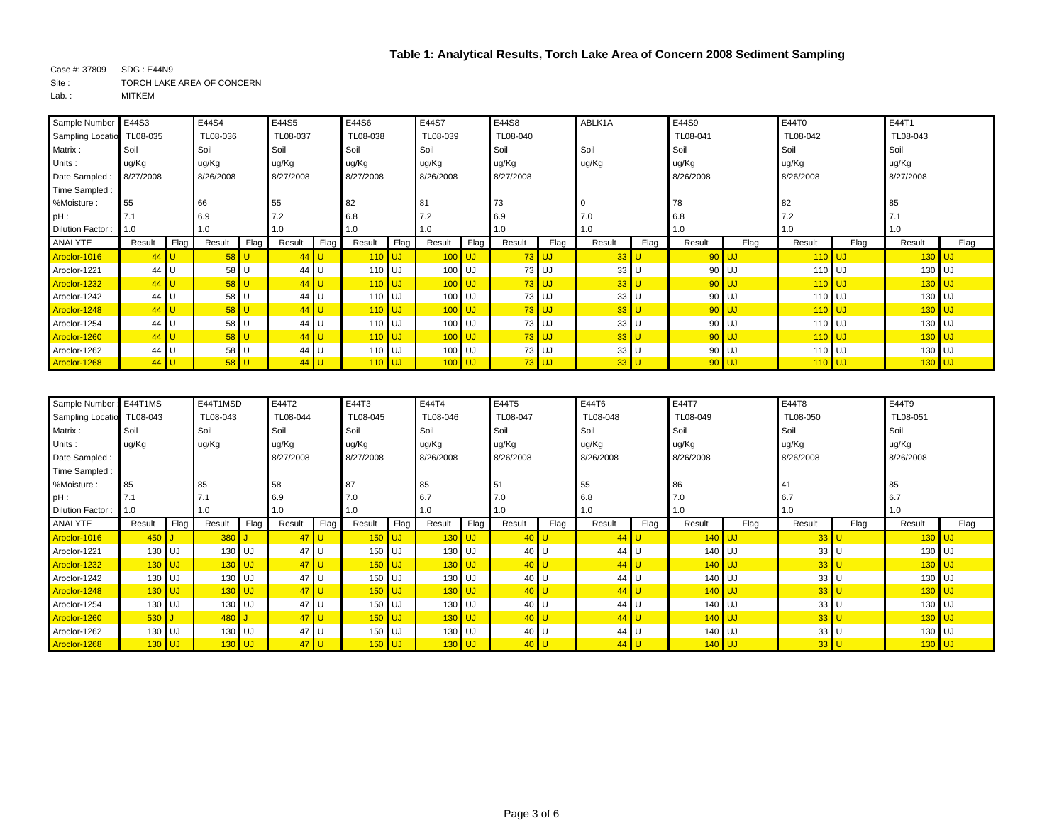## Table 1: Analytical Results, Torch Lake Area of Concern 2008 Sediment Sampling

Case #: 37809 SDG : E44N9
Site : TORCH LAKE AREA OF CONCERN
Lab. : MITKEM

| Sample Number : | E44S3 | | E44S4 | | E44S5 | | E44S6 | | E44S7 | | E44S8 | | ABLK1A | | E44S9 | | E44T0 | | E44T1 | |
|---|---|---|---|---|---|---|---|---|---|---|---|---|---|---|---|---|---|---|---|---|
| Sampling Location | TL08-035 | | TL08-036 | | TL08-037 | | TL08-038 | | TL08-039 | | TL08-040 | | | | TL08-041 | | TL08-042 | | TL08-043 | |
| Matrix : | Soil | | Soil | | Soil | | Soil | | Soil | | Soil | | Soil | | Soil | | Soil | | Soil | |
| Units : | ug/Kg | | ug/Kg | | ug/Kg | | ug/Kg | | ug/Kg | | ug/Kg | | ug/Kg | | ug/Kg | | ug/Kg | | ug/Kg | |
| Date Sampled : | 8/27/2008 | | 8/26/2008 | | 8/27/2008 | | 8/27/2008 | | 8/26/2008 | | 8/27/2008 | | | | 8/26/2008 | | 8/26/2008 | | 8/27/2008 | |
| Time Sampled : | | | | | | | | | | | | | | | | | | | | |
| %Moisture : | 55 | | 66 | | 55 | | 82 | | 81 | | 73 | | 0 | | 78 | | 82 | | 85 | |
| pH : | 7.1 | | 6.9 | | 7.2 | | 6.8 | | 7.2 | | 6.9 | | 7.0 | | 6.8 | | 7.2 | | 7.1 | |
| Dilution Factor : | 1.0 | | 1.0 | | 1.0 | | 1.0 | | 1.0 | | 1.0 | | 1.0 | | 1.0 | | 1.0 | | 1.0 | |
| ANALYTE | Result | Flag | Result | Flag | Result | Flag | Result | Flag | Result | Flag | Result | Flag | Result | Flag | Result | Flag | Result | Flag | Result | Flag |
| Aroclor-1016 | 44 | U | 58 | U | 44 | U | 110 | UJ | 100 | UJ | 73 | UJ | 33 | U | 90 | UJ | 110 | UJ | 130 | UJ |
| Aroclor-1221 | 44 | U | 58 | U | 44 | U | 110 | UJ | 100 | UJ | 73 | UJ | 33 | U | 90 | UJ | 110 | UJ | 130 | UJ |
| Aroclor-1232 | 44 | U | 58 | U | 44 | U | 110 | UJ | 100 | UJ | 73 | UJ | 33 | U | 90 | UJ | 110 | UJ | 130 | UJ |
| Aroclor-1242 | 44 | U | 58 | U | 44 | U | 110 | UJ | 100 | UJ | 73 | UJ | 33 | U | 90 | UJ | 110 | UJ | 130 | UJ |
| Aroclor-1248 | 44 | U | 58 | U | 44 | U | 110 | UJ | 100 | UJ | 73 | UJ | 33 | U | 90 | UJ | 110 | UJ | 130 | UJ |
| Aroclor-1254 | 44 | U | 58 | U | 44 | U | 110 | UJ | 100 | UJ | 73 | UJ | 33 | U | 90 | UJ | 110 | UJ | 130 | UJ |
| Aroclor-1260 | 44 | U | 58 | U | 44 | U | 110 | UJ | 100 | UJ | 73 | UJ | 33 | U | 90 | UJ | 110 | UJ | 130 | UJ |
| Aroclor-1262 | 44 | U | 58 | U | 44 | U | 110 | UJ | 100 | UJ | 73 | UJ | 33 | U | 90 | UJ | 110 | UJ | 130 | UJ |
| Aroclor-1268 | 44 | U | 58 | U | 44 | U | 110 | UJ | 100 | UJ | 73 | UJ | 33 | U | 90 | UJ | 110 | UJ | 130 | UJ |

| Sample Number : | E44T1MS | | E44T1MSD | | E44T2 | | E44T3 | | E44T4 | | E44T5 | | E44T6 | | E44T7 | | E44T8 | | E44T9 | |
|---|---|---|---|---|---|---|---|---|---|---|---|---|---|---|---|---|---|---|---|---|
| Sampling Location | TL08-043 | | TL08-043 | | TL08-044 | | TL08-045 | | TL08-046 | | TL08-047 | | TL08-048 | | TL08-049 | | TL08-050 | | TL08-051 | |
| Matrix : | Soil | | Soil | | Soil | | Soil | | Soil | | Soil | | Soil | | Soil | | Soil | | Soil | |
| Units : | ug/Kg | | ug/Kg | | ug/Kg | | ug/Kg | | ug/Kg | | ug/Kg | | ug/Kg | | ug/Kg | | ug/Kg | | ug/Kg | |
| Date Sampled : | | | | | 8/27/2008 | | 8/27/2008 | | 8/26/2008 | | 8/26/2008 | | 8/26/2008 | | 8/26/2008 | | 8/26/2008 | | 8/26/2008 | |
| Time Sampled : | | | | | | | | | | | | | | | | | | | | |
| %Moisture : | 85 | | 85 | | 58 | | 87 | | 85 | | 51 | | 55 | | 86 | | 41 | | 85 | |
| pH : | 7.1 | | 7.1 | | 6.9 | | 7.0 | | 6.7 | | 7.0 | | 6.8 | | 7.0 | | 6.7 | | 6.7 | |
| Dilution Factor : | 1.0 | | 1.0 | | 1.0 | | 1.0 | | 1.0 | | 1.0 | | 1.0 | | 1.0 | | 1.0 | | 1.0 | |
| ANALYTE | Result | Flag | Result | Flag | Result | Flag | Result | Flag | Result | Flag | Result | Flag | Result | Flag | Result | Flag | Result | Flag | Result | Flag |
| Aroclor-1016 | 450 | J | 380 | J | 47 | U | 150 | UJ | 130 | UJ | 40 | U | 44 | U | 140 | UJ | 33 | U | 130 | UJ |
| Aroclor-1221 | 130 | UJ | 130 | UJ | 47 | U | 150 | UJ | 130 | UJ | 40 | U | 44 | U | 140 | UJ | 33 | U | 130 | UJ |
| Aroclor-1232 | 130 | UJ | 130 | UJ | 47 | U | 150 | UJ | 130 | UJ | 40 | U | 44 | U | 140 | UJ | 33 | U | 130 | UJ |
| Aroclor-1242 | 130 | UJ | 130 | UJ | 47 | U | 150 | UJ | 130 | UJ | 40 | U | 44 | U | 140 | UJ | 33 | U | 130 | UJ |
| Aroclor-1248 | 130 | UJ | 130 | UJ | 47 | U | 150 | UJ | 130 | UJ | 40 | U | 44 | U | 140 | UJ | 33 | U | 130 | UJ |
| Aroclor-1254 | 130 | UJ | 130 | UJ | 47 | U | 150 | UJ | 130 | UJ | 40 | U | 44 | U | 140 | UJ | 33 | U | 130 | UJ |
| Aroclor-1260 | 530 | J | 480 | J | 47 | U | 150 | UJ | 130 | UJ | 40 | U | 44 | U | 140 | UJ | 33 | U | 130 | UJ |
| Aroclor-1262 | 130 | UJ | 130 | UJ | 47 | U | 150 | UJ | 130 | UJ | 40 | U | 44 | U | 140 | UJ | 33 | U | 130 | UJ |
| Aroclor-1268 | 130 | UJ | 130 | UJ | 47 | U | 150 | UJ | 130 | UJ | 40 | U | 44 | U | 140 | UJ | 33 | U | 130 | UJ |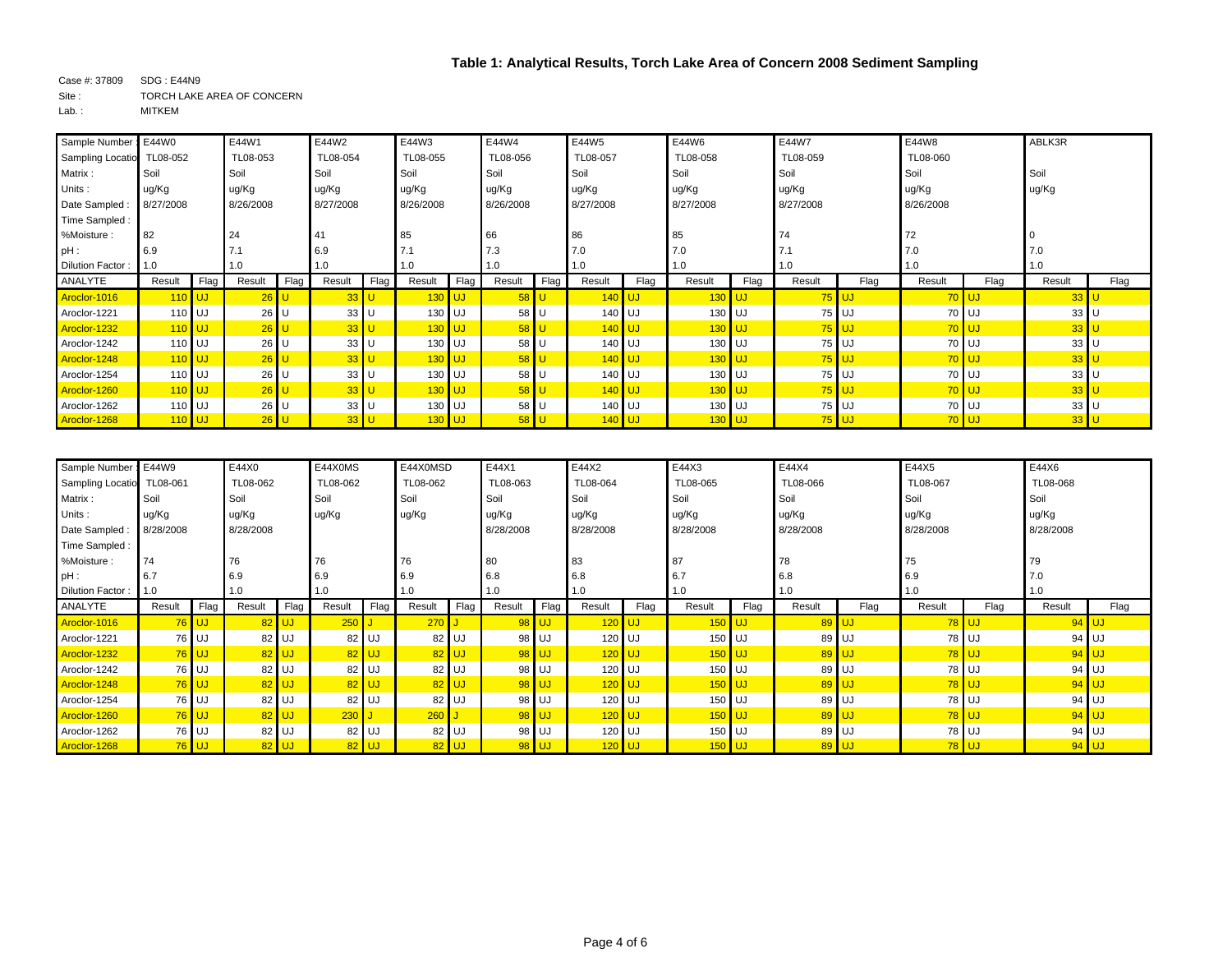# Table 1: Analytical Results, Torch Lake Area of Concern 2008 Sediment Sampling

Case #: 37809　SDG : E44N9

Site : TORCH LAKE AREA OF CONCERN

Lab. : MITKEM

| Sample Number : | E44W0 | | E44W1 | | E44W2 | | E44W3 | | E44W4 | | E44W5 | | E44W6 | | E44W7 | | E44W8 | | ABLK3R | |
|---|---|---|---|---|---|---|---|---|---|---|---|---|---|---|---|---|---|---|---|---|
| Sampling Location : | TL08-052 | | TL08-053 | | TL08-054 | | TL08-055 | | TL08-056 | | TL08-057 | | TL08-058 | | TL08-059 | | TL08-060 | | | |
| Matrix : | Soil | | Soil | | Soil | | Soil | | Soil | | Soil | | Soil | | Soil | | Soil | | Soil | |
| Units : | ug/Kg | | ug/Kg | | ug/Kg | | ug/Kg | | ug/Kg | | ug/Kg | | ug/Kg | | ug/Kg | | ug/Kg | | ug/Kg | |
| Date Sampled : | 8/27/2008 | | 8/26/2008 | | 8/27/2008 | | 8/26/2008 | | 8/26/2008 | | 8/27/2008 | | 8/27/2008 | | 8/27/2008 | | 8/26/2008 | | | |
| Time Sampled : | | | | | | | | | | | | | | | | | | | | |
| %Moisture : | 82 | | 24 | | 41 | | 85 | | 66 | | 86 | | 85 | | 74 | | 72 | | 0 | |
| pH : | 6.9 | | 7.1 | | 6.9 | | 7.1 | | 7.3 | | 7.0 | | 7.0 | | 7.1 | | 7.0 | | 7.0 | |
| Dilution Factor : | 1.0 | | 1.0 | | 1.0 | | 1.0 | | 1.0 | | 1.0 | | 1.0 | | 1.0 | | 1.0 | | 1.0 | |
| ANALYTE | Result | Flag | Result | Flag | Result | Flag | Result | Flag | Result | Flag | Result | Flag | Result | Flag | Result | Flag | Result | Flag | Result | Flag |
| Aroclor-1016 | 110 | UJ | 26 | U | 33 | U | 130 | UJ | 58 | U | 140 | UJ | 130 | UJ | 75 | UJ | 70 | UJ | 33 | U |
| Aroclor-1221 | 110 | UJ | 26 | U | 33 | U | 130 | UJ | 58 | U | 140 | UJ | 130 | UJ | 75 | UJ | 70 | UJ | 33 | U |
| Aroclor-1232 | 110 | UJ | 26 | U | 33 | U | 130 | UJ | 58 | U | 140 | UJ | 130 | UJ | 75 | UJ | 70 | UJ | 33 | U |
| Aroclor-1242 | 110 | UJ | 26 | U | 33 | U | 130 | UJ | 58 | U | 140 | UJ | 130 | UJ | 75 | UJ | 70 | UJ | 33 | U |
| Aroclor-1248 | 110 | UJ | 26 | U | 33 | U | 130 | UJ | 58 | U | 140 | UJ | 130 | UJ | 75 | UJ | 70 | UJ | 33 | U |
| Aroclor-1254 | 110 | UJ | 26 | U | 33 | U | 130 | UJ | 58 | U | 140 | UJ | 130 | UJ | 75 | UJ | 70 | UJ | 33 | U |
| Aroclor-1260 | 110 | UJ | 26 | U | 33 | U | 130 | UJ | 58 | U | 140 | UJ | 130 | UJ | 75 | UJ | 70 | UJ | 33 | U |
| Aroclor-1262 | 110 | UJ | 26 | U | 33 | U | 130 | UJ | 58 | U | 140 | UJ | 130 | UJ | 75 | UJ | 70 | UJ | 33 | U |
| Aroclor-1268 | 110 | UJ | 26 | U | 33 | U | 130 | UJ | 58 | U | 140 | UJ | 130 | UJ | 75 | UJ | 70 | UJ | 33 | U |

| Sample Number : | E44W9 | | E44X0 | | E44X0MS | | E44X0MSD | | E44X1 | | E44X2 | | E44X3 | | E44X4 | | E44X5 | | E44X6 | |
|---|---|---|---|---|---|---|---|---|---|---|---|---|---|---|---|---|---|---|---|---|
| Sampling Location : | TL08-061 | | TL08-062 | | TL08-062 | | TL08-062 | | TL08-063 | | TL08-064 | | TL08-065 | | TL08-066 | | TL08-067 | | TL08-068 | |
| Matrix : | Soil | | Soil | | Soil | | Soil | | Soil | | Soil | | Soil | | Soil | | Soil | | Soil | |
| Units : | ug/Kg | | ug/Kg | | ug/Kg | | ug/Kg | | ug/Kg | | ug/Kg | | ug/Kg | | ug/Kg | | ug/Kg | | ug/Kg | |
| Date Sampled : | 8/28/2008 | | 8/28/2008 | | | | | | 8/28/2008 | | 8/28/2008 | | 8/28/2008 | | 8/28/2008 | | 8/28/2008 | | 8/28/2008 | |
| Time Sampled : | | | | | | | | | | | | | | | | | | | | |
| %Moisture : | 74 | | 76 | | 76 | | 76 | | 80 | | 83 | | 87 | | 78 | | 75 | | 79 | |
| pH : | 6.7 | | 6.9 | | 6.9 | | 6.9 | | 6.8 | | 6.8 | | 6.7 | | 6.8 | | 6.9 | | 7.0 | |
| Dilution Factor : | 1.0 | | 1.0 | | 1.0 | | 1.0 | | 1.0 | | 1.0 | | 1.0 | | 1.0 | | 1.0 | | 1.0 | |
| ANALYTE | Result | Flag | Result | Flag | Result | Flag | Result | Flag | Result | Flag | Result | Flag | Result | Flag | Result | Flag | Result | Flag | Result | Flag |
| Aroclor-1016 | 76 | UJ | 82 | UJ | 250 | J | 270 | J | 98 | UJ | 120 | UJ | 150 | UJ | 89 | UJ | 78 | UJ | 94 | UJ |
| Aroclor-1221 | 76 | UJ | 82 | UJ | 82 | UJ | 82 | UJ | 98 | UJ | 120 | UJ | 150 | UJ | 89 | UJ | 78 | UJ | 94 | UJ |
| Aroclor-1232 | 76 | UJ | 82 | UJ | 82 | UJ | 82 | UJ | 98 | UJ | 120 | UJ | 150 | UJ | 89 | UJ | 78 | UJ | 94 | UJ |
| Aroclor-1242 | 76 | UJ | 82 | UJ | 82 | UJ | 82 | UJ | 98 | UJ | 120 | UJ | 150 | UJ | 89 | UJ | 78 | UJ | 94 | UJ |
| Aroclor-1248 | 76 | UJ | 82 | UJ | 82 | UJ | 82 | UJ | 98 | UJ | 120 | UJ | 150 | UJ | 89 | UJ | 78 | UJ | 94 | UJ |
| Aroclor-1254 | 76 | UJ | 82 | UJ | 82 | UJ | 82 | UJ | 98 | UJ | 120 | UJ | 150 | UJ | 89 | UJ | 78 | UJ | 94 | UJ |
| Aroclor-1260 | 76 | UJ | 82 | UJ | 230 | J | 260 | J | 98 | UJ | 120 | UJ | 150 | UJ | 89 | UJ | 78 | UJ | 94 | UJ |
| Aroclor-1262 | 76 | UJ | 82 | UJ | 82 | UJ | 82 | UJ | 98 | UJ | 120 | UJ | 150 | UJ | 89 | UJ | 78 | UJ | 94 | UJ |
| Aroclor-1268 | 76 | UJ | 82 | UJ | 82 | UJ | 82 | UJ | 98 | UJ | 120 | UJ | 150 | UJ | 89 | UJ | 78 | UJ | 94 | UJ |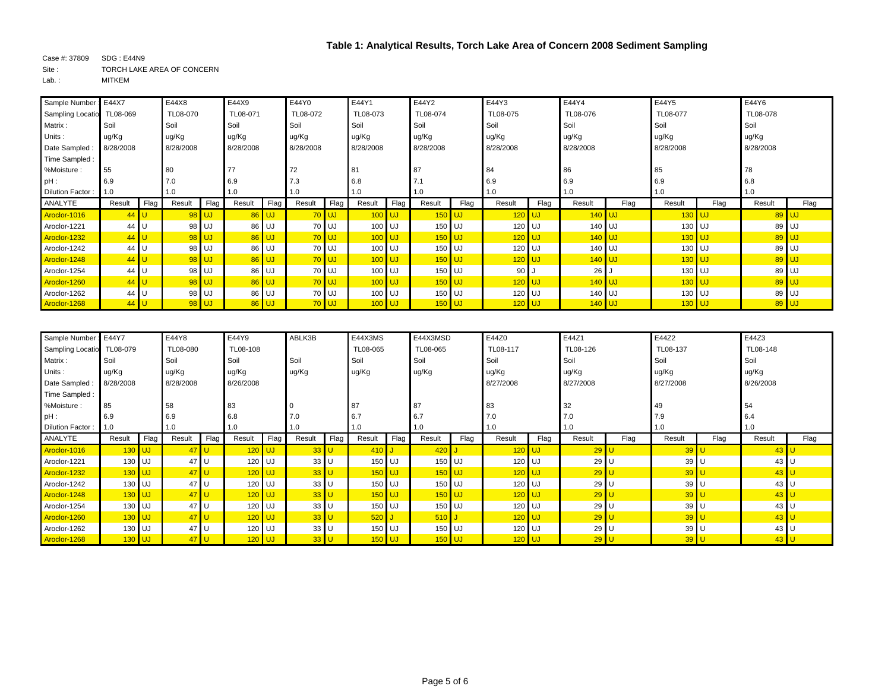## Table 1: Analytical Results, Torch Lake Area of Concern 2008 Sediment Sampling

Case #: 37809 SDG : E44N9
Site : TORCH LAKE AREA OF CONCERN
Lab. : MITKEM

| Sample Number : | E44X7 | | E44X8 | | E44X9 | | E44Y0 | | E44Y1 | | E44Y2 | | E44Y3 | | E44Y4 | | E44Y5 | | E44Y6 | |
|---|---|---|---|---|---|---|---|---|---|---|---|---|---|---|---|---|---|---|---|---|
| Sampling Location : | TL08-069 | | TL08-070 | | TL08-071 | | TL08-072 | | TL08-073 | | TL08-074 | | TL08-075 | | TL08-076 | | TL08-077 | | TL08-078 | |
| Matrix : | Soil | | Soil | | Soil | | Soil | | Soil | | Soil | | Soil | | Soil | | Soil | | Soil | |
| Units : | ug/Kg | | ug/Kg | | ug/Kg | | ug/Kg | | ug/Kg | | ug/Kg | | ug/Kg | | ug/Kg | | ug/Kg | | ug/Kg | |
| Date Sampled : | 8/28/2008 | | 8/28/2008 | | 8/28/2008 | | 8/28/2008 | | 8/28/2008 | | 8/28/2008 | | 8/28/2008 | | 8/28/2008 | | 8/28/2008 | | 8/28/2008 | |
| Time Sampled : | | | | | | | | | | | | | | | | | | | | |
| %Moisture : | 55 | | 80 | | 77 | | 72 | | 81 | | 87 | | 84 | | 86 | | 85 | | 78 | |
| pH : | 6.9 | | 7.0 | | 6.9 | | 7.3 | | 6.8 | | 7.1 | | 6.9 | | 6.9 | | 6.9 | | 6.8 | |
| Dilution Factor : | 1.0 | | 1.0 | | 1.0 | | 1.0 | | 1.0 | | 1.0 | | 1.0 | | 1.0 | | 1.0 | | 1.0 | |
| ANALYTE | Result | Flag | Result | Flag | Result | Flag | Result | Flag | Result | Flag | Result | Flag | Result | Flag | Result | Flag | Result | Flag | Result | Flag |
| Aroclor-1016 | 44 | U | 98 | UJ | 86 | UJ | 70 | UJ | 100 | UJ | 150 | UJ | 120 | UJ | 140 | UJ | 130 | UJ | 89 | UJ |
| Aroclor-1221 | 44 | U | 98 | UJ | 86 | UJ | 70 | UJ | 100 | UJ | 150 | UJ | 120 | UJ | 140 | UJ | 130 | UJ | 89 | UJ |
| Aroclor-1232 | 44 | U | 98 | UJ | 86 | UJ | 70 | UJ | 100 | UJ | 150 | UJ | 120 | UJ | 140 | UJ | 130 | UJ | 89 | UJ |
| Aroclor-1242 | 44 | U | 98 | UJ | 86 | UJ | 70 | UJ | 100 | UJ | 150 | UJ | 120 | UJ | 140 | UJ | 130 | UJ | 89 | UJ |
| Aroclor-1248 | 44 | U | 98 | UJ | 86 | UJ | 70 | UJ | 100 | UJ | 150 | UJ | 120 | UJ | 140 | UJ | 130 | UJ | 89 | UJ |
| Aroclor-1254 | 44 | U | 98 | UJ | 86 | UJ | 70 | UJ | 100 | UJ | 150 | UJ | 90 | J | 26 | J | 130 | UJ | 89 | UJ |
| Aroclor-1260 | 44 | U | 98 | UJ | 86 | UJ | 70 | UJ | 100 | UJ | 150 | UJ | 120 | UJ | 140 | UJ | 130 | UJ | 89 | UJ |
| Aroclor-1262 | 44 | U | 98 | UJ | 86 | UJ | 70 | UJ | 100 | UJ | 150 | UJ | 120 | UJ | 140 | UJ | 130 | UJ | 89 | UJ |
| Aroclor-1268 | 44 | U | 98 | UJ | 86 | UJ | 70 | UJ | 100 | UJ | 150 | UJ | 120 | UJ | 140 | UJ | 130 | UJ | 89 | UJ |

| Sample Number : | E44Y7 | | E44Y8 | | E44Y9 | | ABLK3B | | E44X3MS | | E44X3MSD | | E44Z0 | | E44Z1 | | E44Z2 | | E44Z3 | |
|---|---|---|---|---|---|---|---|---|---|---|---|---|---|---|---|---|---|---|---|---|
| Sampling Location : | TL08-079 | | TL08-080 | | TL08-108 | | | | TL08-065 | | TL08-065 | | TL08-117 | | TL08-126 | | TL08-137 | | TL08-148 | |
| Matrix : | Soil | | Soil | | Soil | | Soil | | Soil | | Soil | | Soil | | Soil | | Soil | | Soil | |
| Units : | ug/Kg | | ug/Kg | | ug/Kg | | ug/Kg | | ug/Kg | | ug/Kg | | ug/Kg | | ug/Kg | | ug/Kg | | ug/Kg | |
| Date Sampled : | 8/28/2008 | | 8/28/2008 | | 8/26/2008 | | | | | | | | 8/27/2008 | | 8/27/2008 | | 8/27/2008 | | 8/26/2008 | |
| Time Sampled : | | | | | | | | | | | | | | | | | | | | |
| %Moisture : | 85 | | 58 | | 83 | | 0 | | 87 | | 87 | | 83 | | 32 | | 49 | | 54 | |
| pH : | 6.9 | | 6.9 | | 6.8 | | 7.0 | | 6.7 | | 6.7 | | 7.0 | | 7.0 | | 7.9 | | 6.4 | |
| Dilution Factor : | 1.0 | | 1.0 | | 1.0 | | 1.0 | | 1.0 | | 1.0 | | 1.0 | | 1.0 | | 1.0 | | 1.0 | |
| ANALYTE | Result | Flag | Result | Flag | Result | Flag | Result | Flag | Result | Flag | Result | Flag | Result | Flag | Result | Flag | Result | Flag | Result | Flag |
| Aroclor-1016 | 130 | UJ | 47 | U | 120 | UJ | 33 | U | 410 | J | 420 | J | 120 | UJ | 29 | U | 39 | U | 43 | U |
| Aroclor-1221 | 130 | UJ | 47 | U | 120 | UJ | 33 | U | 150 | UJ | 150 | UJ | 120 | UJ | 29 | U | 39 | U | 43 | U |
| Aroclor-1232 | 130 | UJ | 47 | U | 120 | UJ | 33 | U | 150 | UJ | 150 | UJ | 120 | UJ | 29 | U | 39 | U | 43 | U |
| Aroclor-1242 | 130 | UJ | 47 | U | 120 | UJ | 33 | U | 150 | UJ | 150 | UJ | 120 | UJ | 29 | U | 39 | U | 43 | U |
| Aroclor-1248 | 130 | UJ | 47 | U | 120 | UJ | 33 | U | 150 | UJ | 150 | UJ | 120 | UJ | 29 | U | 39 | U | 43 | U |
| Aroclor-1254 | 130 | UJ | 47 | U | 120 | UJ | 33 | U | 150 | UJ | 150 | UJ | 120 | UJ | 29 | U | 39 | U | 43 | U |
| Aroclor-1260 | 130 | UJ | 47 | U | 120 | UJ | 33 | U | 520 | J | 510 | J | 120 | UJ | 29 | U | 39 | U | 43 | U |
| Aroclor-1262 | 130 | UJ | 47 | U | 120 | UJ | 33 | U | 150 | UJ | 150 | UJ | 120 | UJ | 29 | U | 39 | U | 43 | U |
| Aroclor-1268 | 130 | UJ | 47 | U | 120 | UJ | 33 | U | 150 | UJ | 150 | UJ | 120 | UJ | 29 | U | 39 | U | 43 | U |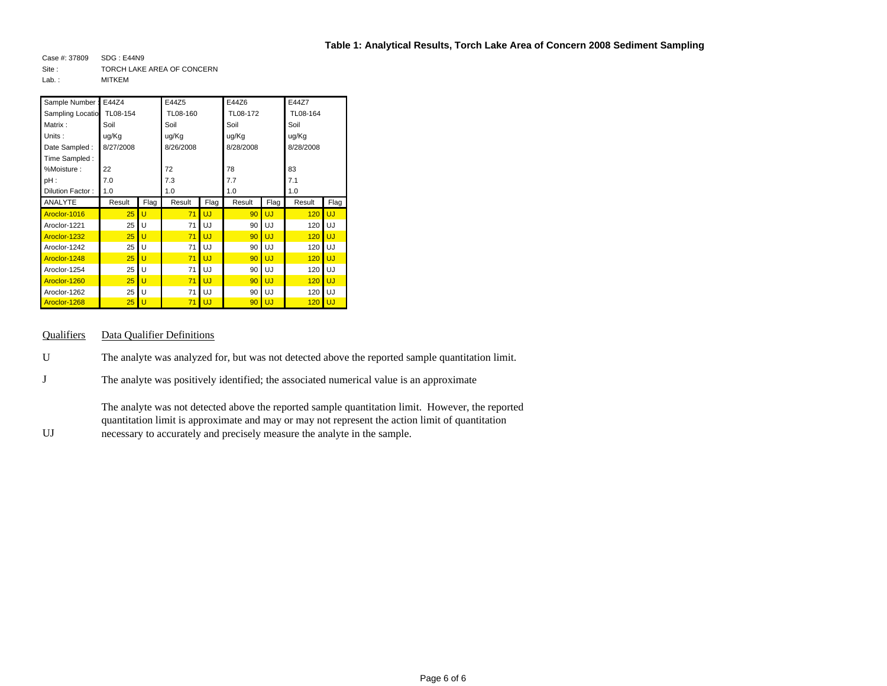## Table 1: Analytical Results, Torch Lake Area of Concern 2008 Sediment Sampling

Case #: 37809 SDG : E44N9
Site : TORCH LAKE AREA OF CONCERN
Lab. : MITKEM

| Sample Number : | E44Z4 | | E44Z5 | | E44Z6 | | E44Z7 | |
|---|---|---|---|---|---|---|---|---|
| Sampling Location : | TL08-154 | | TL08-160 | | TL08-172 | | TL08-164 | |
| Matrix : | Soil | | Soil | | Soil | | Soil | |
| Units : | ug/Kg | | ug/Kg | | ug/Kg | | ug/Kg | |
| Date Sampled : | 8/27/2008 | | 8/26/2008 | | 8/28/2008 | | 8/28/2008 | |
| Time Sampled : | | | | | | | | |
| %Moisture : | 22 | | 72 | | 78 | | 83 | |
| pH : | 7.0 | | 7.3 | | 7.7 | | 7.1 | |
| Dilution Factor : | 1.0 | | 1.0 | | 1.0 | | 1.0 | |
| ANALYTE | Result | Flag | Result | Flag | Result | Flag | Result | Flag |
| Aroclor-1016 | 25 | U | 71 | UJ | 90 | UJ | 120 | UJ |
| Aroclor-1221 | 25 | U | 71 | UJ | 90 | UJ | 120 | UJ |
| Aroclor-1232 | 25 | U | 71 | UJ | 90 | UJ | 120 | UJ |
| Aroclor-1242 | 25 | U | 71 | UJ | 90 | UJ | 120 | UJ |
| Aroclor-1248 | 25 | U | 71 | UJ | 90 | UJ | 120 | UJ |
| Aroclor-1254 | 25 | U | 71 | UJ | 90 | UJ | 120 | UJ |
| Aroclor-1260 | 25 | U | 71 | UJ | 90 | UJ | 120 | UJ |
| Aroclor-1262 | 25 | U | 71 | UJ | 90 | UJ | 120 | UJ |
| Aroclor-1268 | 25 | U | 71 | UJ | 90 | UJ | 120 | UJ |

| Qualifiers | Data Qualifier Definitions |
|---|---|
| U | The analyte was analyzed for, but was not detected above the reported sample quantitation limit. |
| J | The analyte was positively identified; the associated numerical value is an approximate |
| UJ | The analyte was not detected above the reported sample quantitation limit. However, the reported quantitation limit is approximate and may or may not represent the action limit of quantitation necessary to accurately and precisely measure the analyte in the sample. |